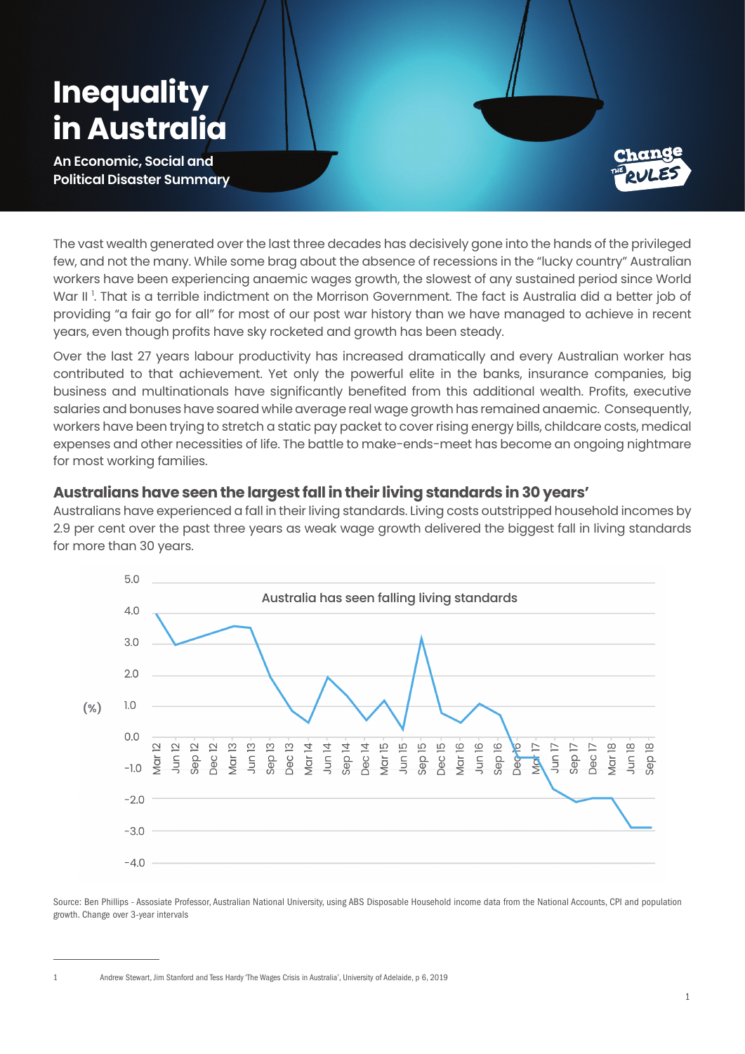# Inequality in Australia

**An Economic, Social and Political Disaster Summary**

The vast wealth generated over the last three decades has decisively gone into the hands of the privileged few, and not the many. While some brag about the absence of recessions in the "lucky country" Australian workers have been experiencing anaemic wages growth, the slowest of any sustained period since World War II [1]. That is a terrible indictment on the Morrison Government. The fact is Australia did a better job of providing "a fair go for all" for most of our post war history than we have managed to achieve in recent years, even though profits have sky rocketed and growth has been steady.

Over the last 27 years labour productivity has increased dramatically and every Australian worker has contributed to that achievement. Yet only the powerful elite in the banks, insurance companies, big business and multinationals have significantly benefited from this additional wealth. Profits, executive salaries and bonuses have soared while average real wage growth has remained anaemic. Consequently, workers have been trying to stretch a static pay packet to cover rising energy bills, childcare costs, medical expenses and other necessities of life. The battle to make-ends-meet has become an ongoing nightmare for most working families.

## Australians have seen the largest fall in their living standards in 30 years'

Australians have experienced a fall in their living standards. Living costs outstripped household incomes by 2.9 per cent over the past three years as weak wage growth delivered the biggest fall in living standards for more than 30 years.

Australia has seen falling living standards

Source: Ben Phillips - Assosiate Professor, Australian National University, using ABS Disposable Household income data from the National Accounts, CPI and population growth. Change over 3-year intervals

1 Andrew Stewart, Jim Stanford and Tess Hardy 'The Wages Crisis in Australia', University of Adelaide, p 6, 2019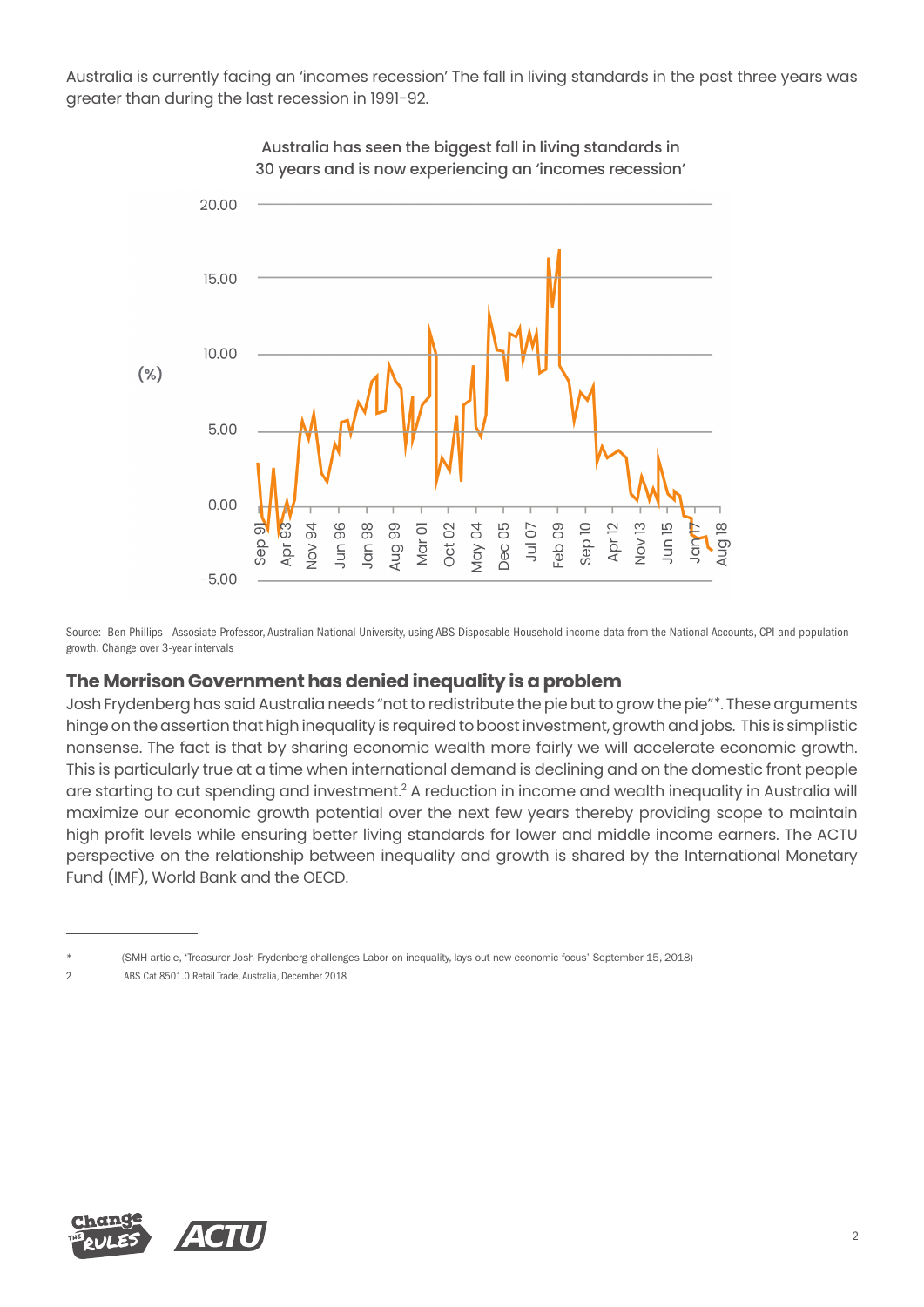Australia is currently facing an 'incomes recession' The fall in living standards in the past three years was greater than during the last recession in 1991-92.

Australia has seen the biggest fall in living standards in 30 years and is now experiencing an 'incomes recession'

Source: Ben Phillips - Assosiate Professor, Australian National University, using ABS Disposable Household income data from the National Accounts, CPI and population growth. Change over 3-year intervals

## The Morrison Government has denied inequality is a problem

Josh Frydenberg has said Australia needs "not to redistribute the pie but to grow the pie"*. These arguments hinge on the assertion that high inequality is required to boost investment, growth and jobs. This is simplistic nonsense. The fact is that by sharing economic wealth more fairly we will accelerate economic growth. This is particularly true at a time when international demand is declining and on the domestic front people are starting to cut spending and investment.[2] A reduction in income and wealth inequality in Australia will maximize our economic growth potential over the next few years thereby providing scope to maintain high profit levels while ensuring better living standards for lower and middle income earners. The ACTU perspective on the relationship between inequality and growth is shared by the International Monetary Fund (IMF), World Bank and the OECD.

---

\* (SMH article, 'Treasurer Josh Frydenberg challenges Labor on inequality, lays out new economic focus' September 15, 2018)

2 ABS Cat 8501.0 Retail Trade, Australia, December 2018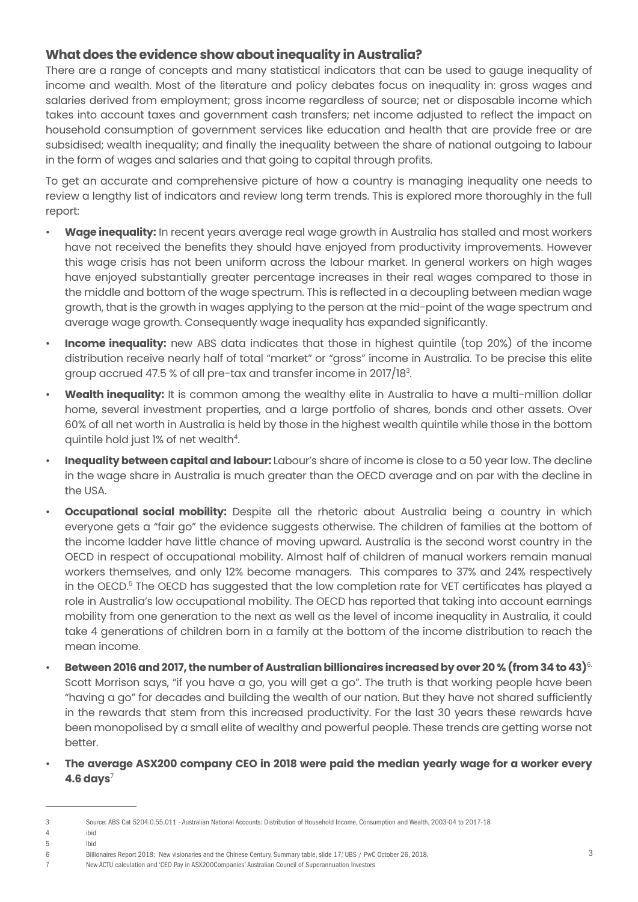## What does the evidence show about inequality in Australia?

There are a range of concepts and many statistical indicators that can be used to gauge inequality of income and wealth. Most of the literature and policy debates focus on inequality in: gross wages and salaries derived from employment; gross income regardless of source; net or disposable income which takes into account taxes and government cash transfers; net income adjusted to reflect the impact on household consumption of government services like education and health that are provide free or are subsidised; wealth inequality; and finally the inequality between the share of national outgoing to labour in the form of wages and salaries and that going to capital through profits.

To get an accurate and comprehensive picture of how a country is managing inequality one needs to review a lengthy list of indicators and review long term trends. This is explored more thoroughly in the full report:

- **Wage inequality:** In recent years average real wage growth in Australia has stalled and most workers have not received the benefits they should have enjoyed from productivity improvements. However this wage crisis has not been uniform across the labour market. In general workers on high wages have enjoyed substantially greater percentage increases in their real wages compared to those in the middle and bottom of the wage spectrum. This is reflected in a decoupling between median wage growth, that is the growth in wages applying to the person at the mid-point of the wage spectrum and average wage growth. Consequently wage inequality has expanded significantly.
- **Income inequality:** new ABS data indicates that those in highest quintile (top 20%) of the income distribution receive nearly half of total "market" or "gross" income in Australia. To be precise this elite group accrued 47.5 % of all pre-tax and transfer income in 2017/18[3].
- **Wealth inequality:** It is common among the wealthy elite in Australia to have a multi-million dollar home, several investment properties, and a large portfolio of shares, bonds and other assets. Over 60% of all net worth in Australia is held by those in the highest wealth quintile while those in the bottom quintile hold just 1% of net wealth[4].
- **Inequality between capital and labour:** Labour's share of income is close to a 50 year low. The decline in the wage share in Australia is much greater than the OECD average and on par with the decline in the USA.
- **Occupational social mobility:** Despite all the rhetoric about Australia being a country in which everyone gets a "fair go" the evidence suggests otherwise. The children of families at the bottom of the income ladder have little chance of moving upward. Australia is the second worst country in the OECD in respect of occupational mobility. Almost half of children of manual workers remain manual workers themselves, and only 12% become managers. This compares to 37% and 24% respectively in the OECD.[5] The OECD has suggested that the low completion rate for VET certificates has played a role in Australia's low occupational mobility. The OECD has reported that taking into account earnings mobility from one generation to the next as well as the level of income inequality in Australia, it could take 4 generations of children born in a family at the bottom of the income distribution to reach the mean income.
- **Between 2016 and 2017, the number of Australian billionaires increased by over 20 % (from 34 to 43)**[6]. Scott Morrison says, "if you have a go, you will get a go". The truth is that working people have been "having a go" for decades and building the wealth of our nation. But they have not shared sufficiently in the rewards that stem from this increased productivity. For the last 30 years these rewards have been monopolised by a small elite of wealthy and powerful people. These trends are getting worse not better.
- **The average ASX200 company CEO in 2018 were paid the median yearly wage for a worker every 4.6 days**[7]

---

3 Source: ABS Cat 5204.0.55.011 - Australian National Accounts: Distribution of Household Income, Consumption and Wealth, 2003-04 to 2017-18

4 ibid

5 Ibid

6 Billionaires Report 2018: New visionaries and the Chinese Century, Summary table, slide 17,' UBS / PwC October 26, 2018.

7 New ACTU calculation and 'CEO Pay in ASX200Companies' Australian Council of Superannuation Investors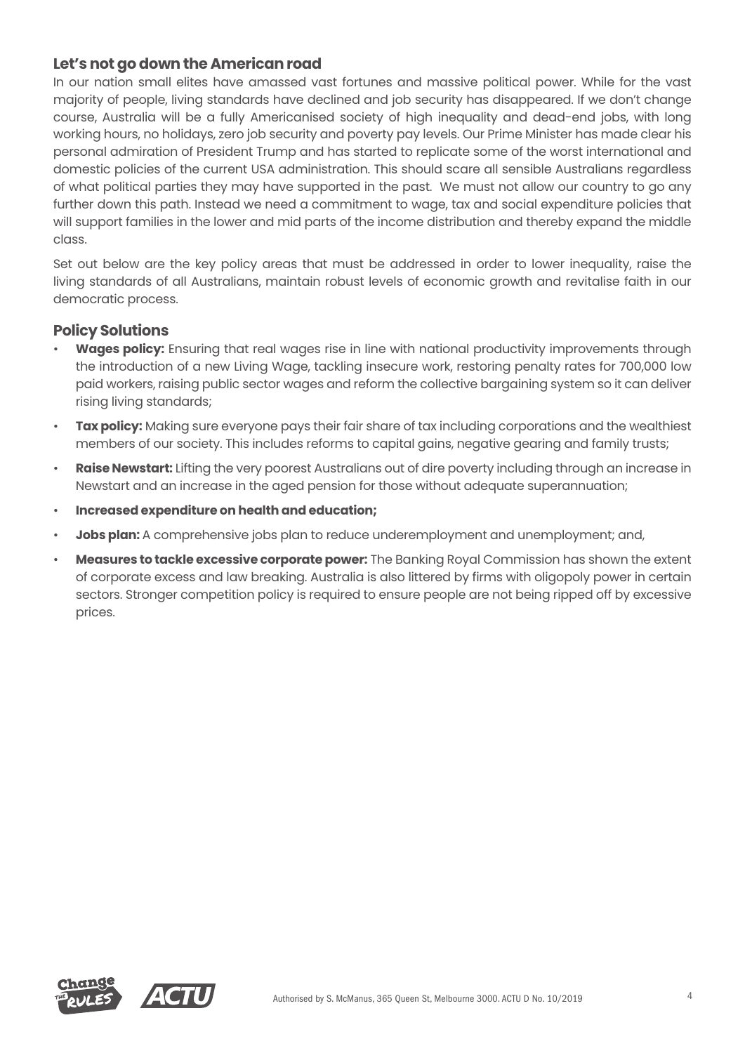## Let's not go down the American road

In our nation small elites have amassed vast fortunes and massive political power. While for the vast majority of people, living standards have declined and job security has disappeared. If we don't change course, Australia will be a fully Americanised society of high inequality and dead-end jobs, with long working hours, no holidays, zero job security and poverty pay levels. Our Prime Minister has made clear his personal admiration of President Trump and has started to replicate some of the worst international and domestic policies of the current USA administration. This should scare all sensible Australians regardless of what political parties they may have supported in the past. We must not allow our country to go any further down this path. Instead we need a commitment to wage, tax and social expenditure policies that will support families in the lower and mid parts of the income distribution and thereby expand the middle class.

Set out below are the key policy areas that must be addressed in order to lower inequality, raise the living standards of all Australians, maintain robust levels of economic growth and revitalise faith in our democratic process.

## Policy Solutions

- **Wages policy:** Ensuring that real wages rise in line with national productivity improvements through the introduction of a new Living Wage, tackling insecure work, restoring penalty rates for 700,000 low paid workers, raising public sector wages and reform the collective bargaining system so it can deliver rising living standards;
- **Tax policy:** Making sure everyone pays their fair share of tax including corporations and the wealthiest members of our society. This includes reforms to capital gains, negative gearing and family trusts;
- **Raise Newstart:** Lifting the very poorest Australians out of dire poverty including through an increase in Newstart and an increase in the aged pension for those without adequate superannuation;
- **Increased expenditure on health and education;**
- **Jobs plan:** A comprehensive jobs plan to reduce underemployment and unemployment; and,
- **Measures to tackle excessive corporate power:** The Banking Royal Commission has shown the extent of corporate excess and law breaking. Australia is also littered by firms with oligopoly power in certain sectors. Stronger competition policy is required to ensure people are not being ripped off by excessive prices.

Authorised by S. McManus, 365 Queen St, Melbourne 3000. ACTU D No. 10/2019